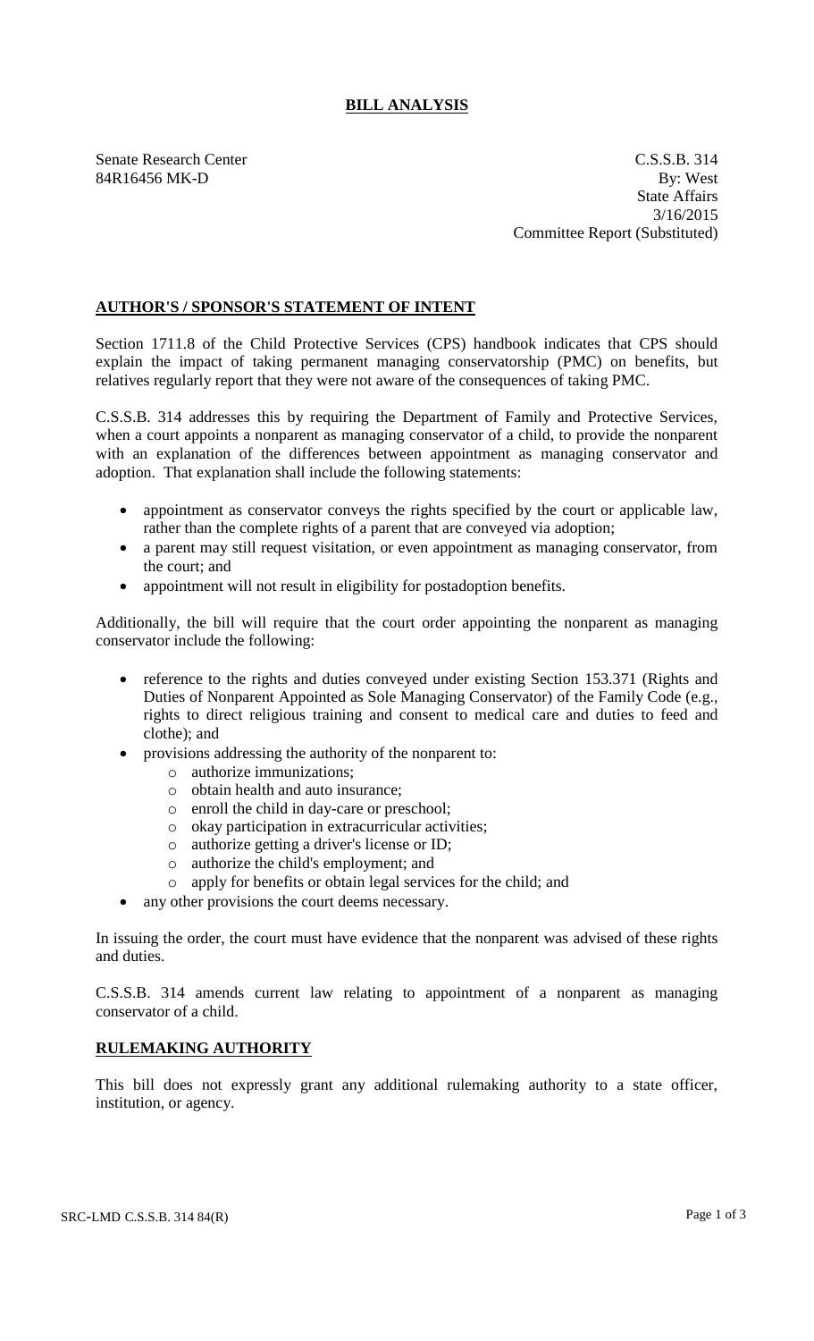# BILL ANALYSIS

Senate Research Center
84R16456 MK-D

C.S.S.B. 314
By: West
State Affairs
3/16/2015
Committee Report (Substituted)

## AUTHOR'S / SPONSOR'S STATEMENT OF INTENT

Section 1711.8 of the Child Protective Services (CPS) handbook indicates that CPS should explain the impact of taking permanent managing conservatorship (PMC) on benefits, but relatives regularly report that they were not aware of the consequences of taking PMC.

C.S.S.B. 314 addresses this by requiring the Department of Family and Protective Services, when a court appoints a nonparent as managing conservator of a child, to provide the nonparent with an explanation of the differences between appointment as managing conservator and adoption. That explanation shall include the following statements:

- appointment as conservator conveys the rights specified by the court or applicable law, rather than the complete rights of a parent that are conveyed via adoption;
- a parent may still request visitation, or even appointment as managing conservator, from the court; and
- appointment will not result in eligibility for postadoption benefits.

Additionally, the bill will require that the court order appointing the nonparent as managing conservator include the following:

- reference to the rights and duties conveyed under existing Section 153.371 (Rights and Duties of Nonparent Appointed as Sole Managing Conservator) of the Family Code (e.g., rights to direct religious training and consent to medical care and duties to feed and clothe); and
- provisions addressing the authority of the nonparent to:
  - authorize immunizations;
  - obtain health and auto insurance;
  - enroll the child in day-care or preschool;
  - okay participation in extracurricular activities;
  - authorize getting a driver's license or ID;
  - authorize the child's employment; and
  - apply for benefits or obtain legal services for the child; and
- any other provisions the court deems necessary.

In issuing the order, the court must have evidence that the nonparent was advised of these rights and duties.

C.S.S.B. 314 amends current law relating to appointment of a nonparent as managing conservator of a child.

## RULEMAKING AUTHORITY

This bill does not expressly grant any additional rulemaking authority to a state officer, institution, or agency.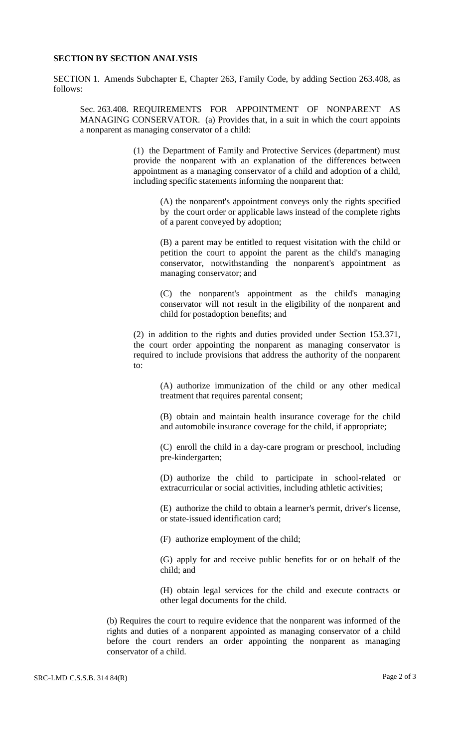**SECTION BY SECTION ANALYSIS**

SECTION 1. Amends Subchapter E, Chapter 263, Family Code, by adding Section 263.408, as follows:

Sec. 263.408. REQUIREMENTS FOR APPOINTMENT OF NONPARENT AS MANAGING CONSERVATOR. (a) Provides that, in a suit in which the court appoints a nonparent as managing conservator of a child:

(1) the Department of Family and Protective Services (department) must provide the nonparent with an explanation of the differences between appointment as a managing conservator of a child and adoption of a child, including specific statements informing the nonparent that:

(A) the nonparent's appointment conveys only the rights specified by the court order or applicable laws instead of the complete rights of a parent conveyed by adoption;

(B) a parent may be entitled to request visitation with the child or petition the court to appoint the parent as the child's managing conservator, notwithstanding the nonparent's appointment as managing conservator; and

(C) the nonparent's appointment as the child's managing conservator will not result in the eligibility of the nonparent and child for postadoption benefits; and

(2) in addition to the rights and duties provided under Section 153.371, the court order appointing the nonparent as managing conservator is required to include provisions that address the authority of the nonparent to:

(A) authorize immunization of the child or any other medical treatment that requires parental consent;

(B) obtain and maintain health insurance coverage for the child and automobile insurance coverage for the child, if appropriate;

(C) enroll the child in a day-care program or preschool, including pre-kindergarten;

(D) authorize the child to participate in school-related or extracurricular or social activities, including athletic activities;

(E) authorize the child to obtain a learner's permit, driver's license, or state-issued identification card;

(F) authorize employment of the child;

(G) apply for and receive public benefits for or on behalf of the child; and

(H) obtain legal services for the child and execute contracts or other legal documents for the child.

(b) Requires the court to require evidence that the nonparent was informed of the rights and duties of a nonparent appointed as managing conservator of a child before the court renders an order appointing the nonparent as managing conservator of a child.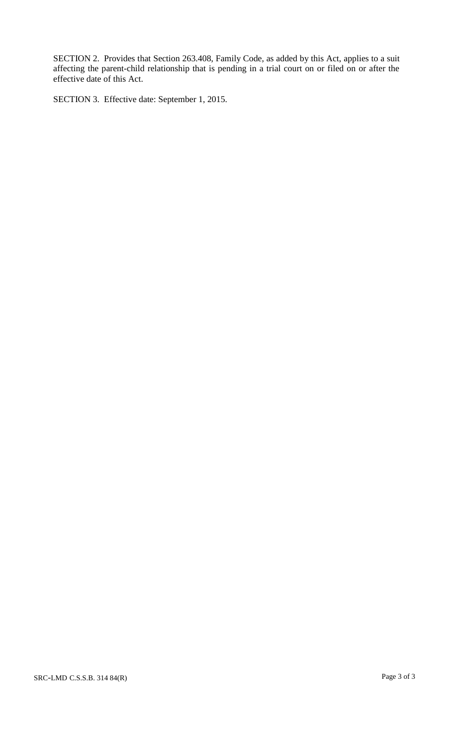SECTION 2. Provides that Section 263.408, Family Code, as added by this Act, applies to a suit affecting the parent-child relationship that is pending in a trial court on or filed on or after the effective date of this Act.

SECTION 3. Effective date: September 1, 2015.